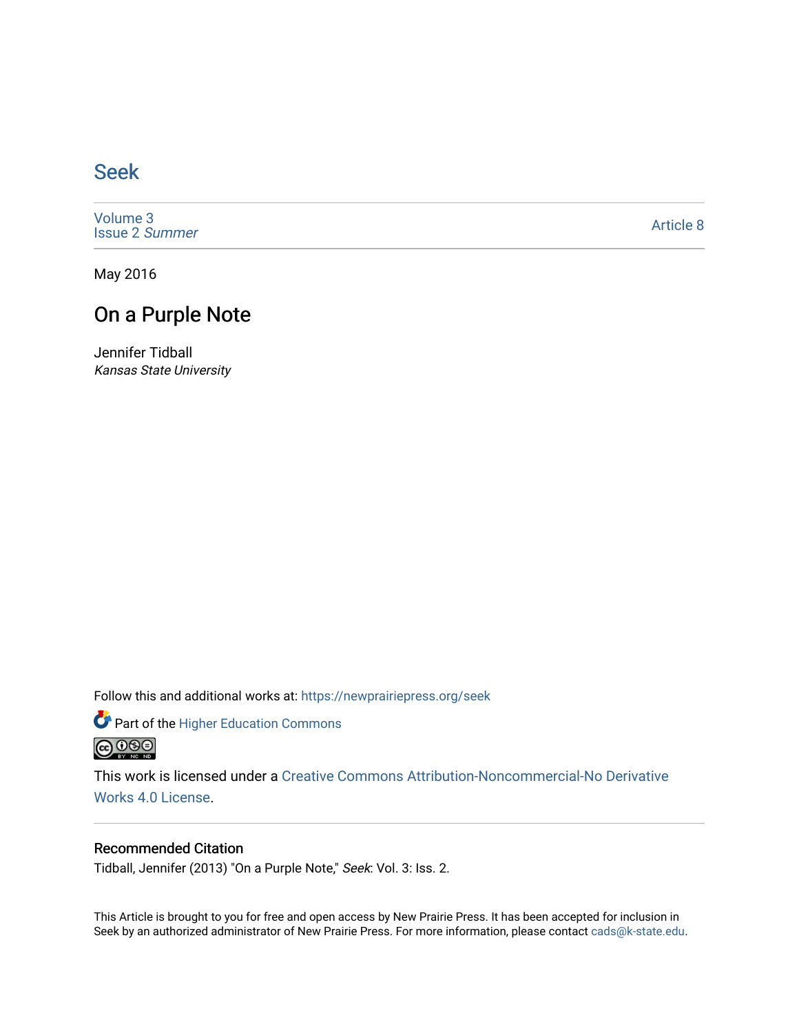# Seek

Volume 3
Issue 2 *Summer*

Article 8

May 2016

## On a Purple Note

Jennifer Tidball
*Kansas State University*

Follow this and additional works at: https://newprairiepress.org/seek

Part of the Higher Education Commons

This work is licensed under a Creative Commons Attribution-Noncommercial-No Derivative Works 4.0 License.

### Recommended Citation

Tidball, Jennifer (2013) "On a Purple Note," *Seek*: Vol. 3: Iss. 2.

This Article is brought to you for free and open access by New Prairie Press. It has been accepted for inclusion in Seek by an authorized administrator of New Prairie Press. For more information, please contact cads@k-state.edu.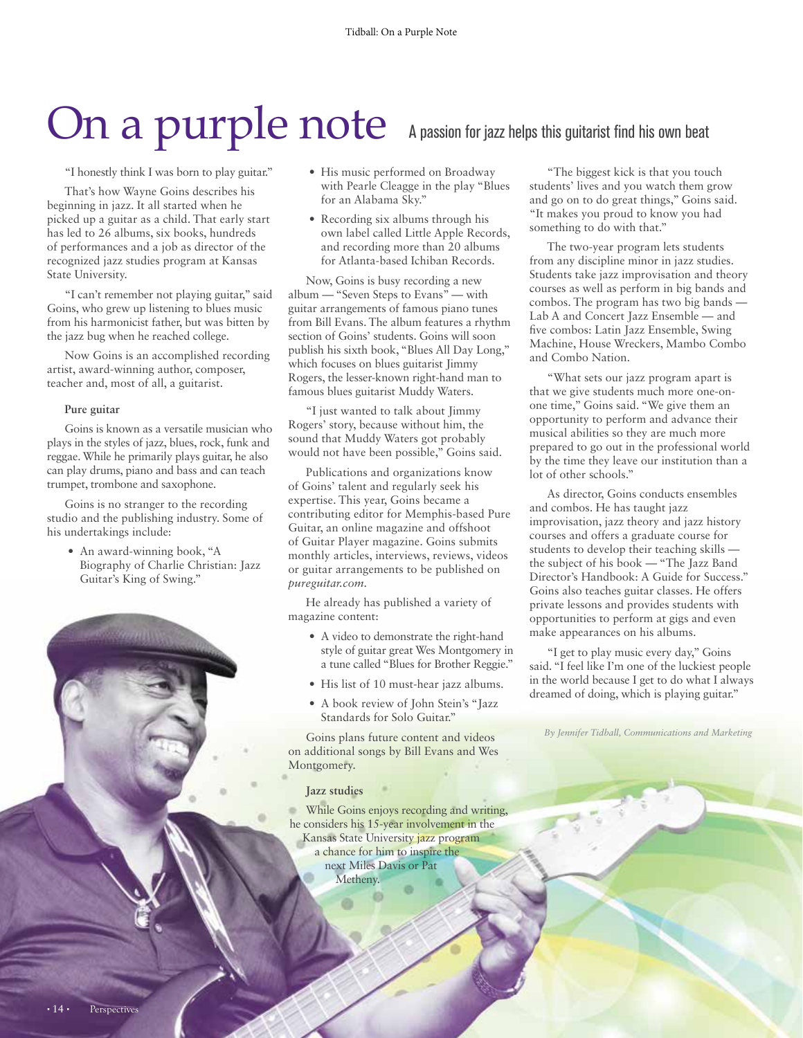# On a purple note

## A passion for jazz helps this guitarist find his own beat

"I honestly think I was born to play guitar."

That's how Wayne Goins describes his beginning in jazz. It all started when he picked up a guitar as a child. That early start has led to 26 albums, six books, hundreds of performances and a job as director of the recognized jazz studies program at Kansas State University.

"I can't remember not playing guitar," said Goins, who grew up listening to blues music from his harmonicist father, but was bitten by the jazz bug when he reached college.

Now Goins is an accomplished recording artist, award-winning author, composer, teacher and, most of all, a guitarist.

### Pure guitar

Goins is known as a versatile musician who plays in the styles of jazz, blues, rock, funk and reggae. While he primarily plays guitar, he also can play drums, piano and bass and can teach trumpet, trombone and saxophone.

Goins is no stranger to the recording studio and the publishing industry. Some of his undertakings include:

- An award-winning book, "A Biography of Charlie Christian: Jazz Guitar's King of Swing."
- His music performed on Broadway with Pearle Cleagge in the play "Blues for an Alabama Sky."
- Recording six albums through his own label called Little Apple Records, and recording more than 20 albums for Atlanta-based Ichiban Records.

Now, Goins is busy recording a new album — "Seven Steps to Evans" — with guitar arrangements of famous piano tunes from Bill Evans. The album features a rhythm section of Goins' students. Goins will soon publish his sixth book, "Blues All Day Long," which focuses on blues guitarist Jimmy Rogers, the lesser-known right-hand man to famous blues guitarist Muddy Waters.

"I just wanted to talk about Jimmy Rogers' story, because without him, the sound that Muddy Waters got probably would not have been possible," Goins said.

Publications and organizations know of Goins' talent and regularly seek his expertise. This year, Goins became a contributing editor for Memphis-based Pure Guitar, an online magazine and offshoot of Guitar Player magazine. Goins submits monthly articles, interviews, reviews, videos or guitar arrangements to be published on *pureguitar.com*.

He already has published a variety of magazine content:

- A video to demonstrate the right-hand style of guitar great Wes Montgomery in a tune called "Blues for Brother Reggie."
- His list of 10 must-hear jazz albums.
- A book review of John Stein's "Jazz Standards for Solo Guitar."

Goins plans future content and videos on additional songs by Bill Evans and Wes Montgomery.

### Jazz studies

While Goins enjoys recording and writing, he considers his 15-year involvement in the Kansas State University jazz program a chance for him to inspire the next Miles Davis or Pat Metheny.

"The biggest kick is that you touch students' lives and you watch them grow and go on to do great things," Goins said. "It makes you proud to know you had something to do with that."

The two-year program lets students from any discipline minor in jazz studies. Students take jazz improvisation and theory courses as well as perform in big bands and combos. The program has two big bands — Lab A and Concert Jazz Ensemble — and five combos: Latin Jazz Ensemble, Swing Machine, House Wreckers, Mambo Combo and Combo Nation.

"What sets our jazz program apart is that we give students much more one-on-one time," Goins said. "We give them an opportunity to perform and advance their musical abilities so they are much more prepared to go out in the professional world by the time they leave our institution than a lot of other schools."

As director, Goins conducts ensembles and combos. He has taught jazz improvisation, jazz theory and jazz history courses and offers a graduate course for students to develop their teaching skills — the subject of his book — "The Jazz Band Director's Handbook: A Guide for Success." Goins also teaches guitar classes. He offers private lessons and provides students with opportunities to perform at gigs and even make appearances on his albums.

"I get to play music every day," Goins said. "I feel like I'm one of the luckiest people in the world because I get to do what I always dreamed of doing, which is playing guitar."

*By Jennifer Tidball, Communications and Marketing*